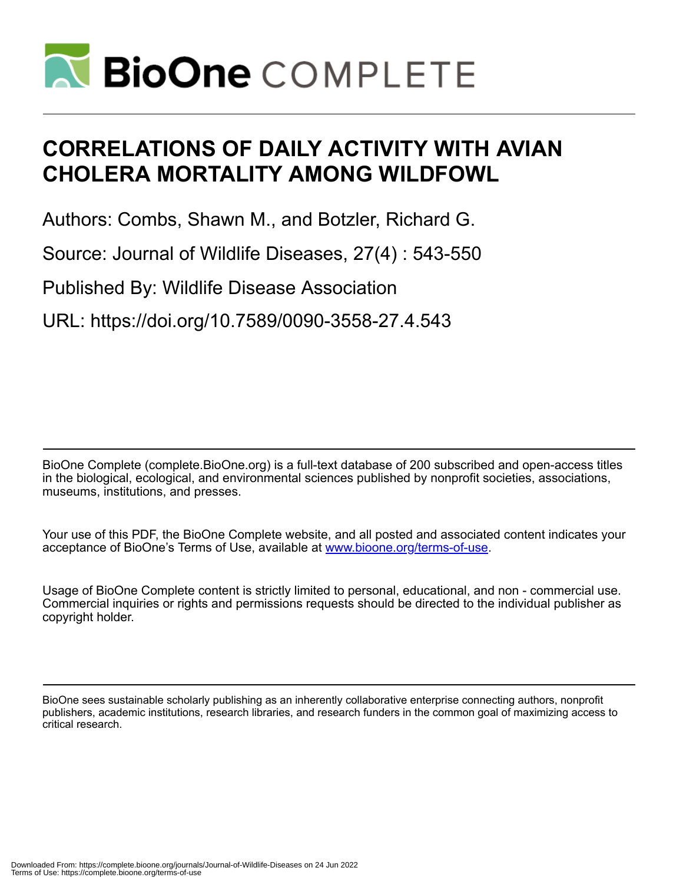# CORRELATIONS OF DAILY ACTIVITY WITH AVIAN CHOLERA MORTALITY AMONG WILDFOWL

Authors: Combs, Shawn M., and Botzler, Richard G.

Source: Journal of Wildlife Diseases, 27(4) : 543-550

Published By: Wildlife Disease Association

URL: https://doi.org/10.7589/0090-3558-27.4.543

BioOne Complete (complete.BioOne.org) is a full-text database of 200 subscribed and open-access titles in the biological, ecological, and environmental sciences published by nonprofit societies, associations, museums, institutions, and presses.

Your use of this PDF, the BioOne Complete website, and all posted and associated content indicates your acceptance of BioOne's Terms of Use, available at www.bioone.org/terms-of-use.

Usage of BioOne Complete content is strictly limited to personal, educational, and non - commercial use. Commercial inquiries or rights and permissions requests should be directed to the individual publisher as copyright holder.

BioOne sees sustainable scholarly publishing as an inherently collaborative enterprise connecting authors, nonprofit publishers, academic institutions, research libraries, and research funders in the common goal of maximizing access to critical research.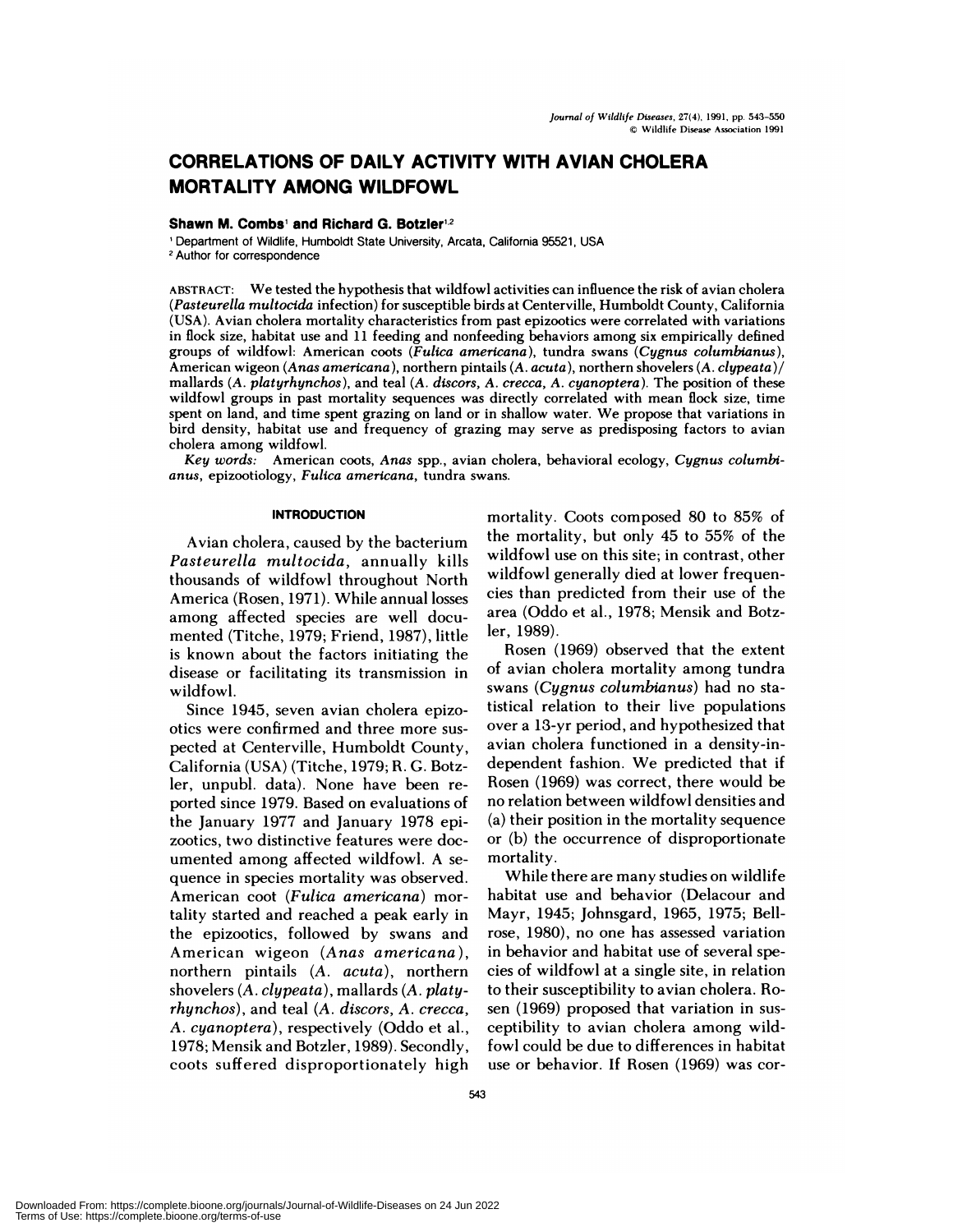# CORRELATIONS OF DAILY ACTIVITY WITH AVIAN CHOLERA MORTALITY AMONG WILDFOWL

**Shawn M. Combs**[1] **and Richard G. Botzler**[1,2]

[1] Department of Wildlife, Humboldt State University, Arcata, California 95521, USA
[2] Author for correspondence

ABSTRACT: We tested the hypothesis that wildfowl activities can influence the risk of avian cholera (*Pasteurella multocida* infection) for susceptible birds at Centerville, Humboldt County, California (USA). Avian cholera mortality characteristics from past epizootics were correlated with variations in flock size, habitat use and 11 feeding and nonfeeding behaviors among six empirically defined groups of wildfowl: American coots (*Fulica americana*), tundra swans (*Cygnus columbianus*), American wigeon (*Anas americana*), northern pintails (*A. acuta*), northern shovelers (*A. clypeata*)/ mallards (*A. platyrhynchos*), and teal (*A. discors, A. crecca, A. cyanoptera*). The position of these wildfowl groups in past mortality sequences was directly correlated with mean flock size, time spent on land, and time spent grazing on land or in shallow water. We propose that variations in bird density, habitat use and frequency of grazing may serve as predisposing factors to avian cholera among wildfowl.

*Key words:* American coots, *Anas* spp., avian cholera, behavioral ecology, *Cygnus columbianus*, epizootiology, *Fulica americana*, tundra swans.

## INTRODUCTION

Avian cholera, caused by the bacterium *Pasteurella multocida*, annually kills thousands of wildfowl throughout North America (Rosen, 1971). While annual losses among affected species are well documented (Titche, 1979; Friend, 1987), little is known about the factors initiating the disease or facilitating its transmission in wildfowl.

Since 1945, seven avian cholera epizootics were confirmed and three more suspected at Centerville, Humboldt County, California (USA) (Titche, 1979; R. G. Botzler, unpubl. data). None have been reported since 1979. Based on evaluations of the January 1977 and January 1978 epizootics, two distinctive features were documented among affected wildfowl. A sequence in species mortality was observed. American coot (*Fulica americana*) mortality started and reached a peak early in the epizootics, followed by swans and American wigeon (*Anas americana*), northern pintails (*A. acuta*), northern shovelers (*A. clypeata*), mallards (*A. platyrhynchos*), and teal (*A. discors, A. crecca, A. cyanoptera*), respectively (Oddo et al., 1978; Mensik and Botzler, 1989). Secondly, coots suffered disproportionately high mortality. Coots composed 80 to 85% of the mortality, but only 45 to 55% of the wildfowl use on this site; in contrast, other wildfowl generally died at lower frequencies than predicted from their use of the area (Oddo et al., 1978; Mensik and Botzler, 1989).

Rosen (1969) observed that the extent of avian cholera mortality among tundra swans (*Cygnus columbianus*) had no statistical relation to their live populations over a 13-yr period, and hypothesized that avian cholera functioned in a density-independent fashion. We predicted that if Rosen (1969) was correct, there would be no relation between wildfowl densities and (a) their position in the mortality sequence or (b) the occurrence of disproportionate mortality.

While there are many studies on wildlife habitat use and behavior (Delacour and Mayr, 1945; Johnsgard, 1965, 1975; Bellrose, 1980), no one has assessed variation in behavior and habitat use of several species of wildfowl at a single site, in relation to their susceptibility to avian cholera. Rosen (1969) proposed that variation in susceptibility to avian cholera among wildfowl could be due to differences in habitat use or behavior. If Rosen (1969) was cor-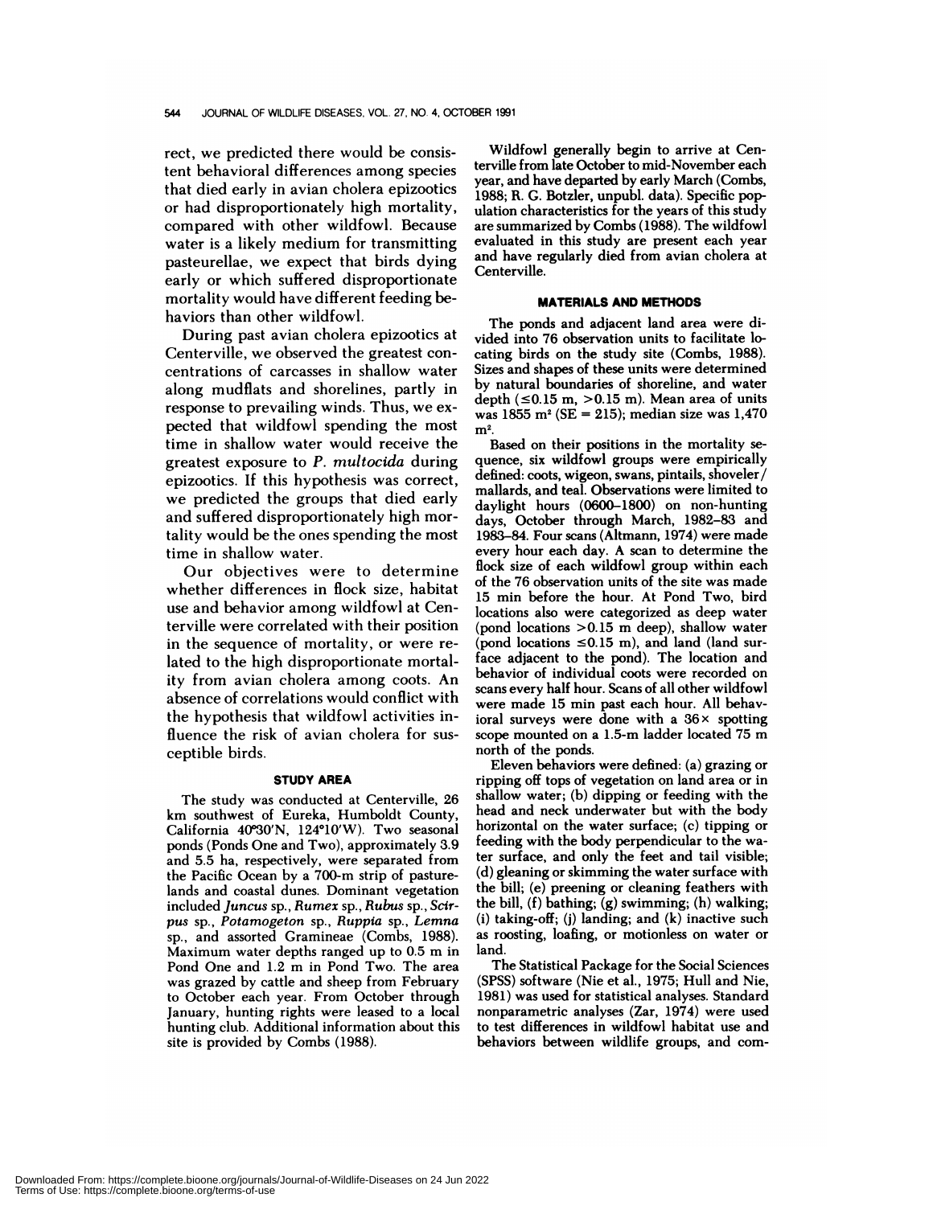rect, we predicted there would be consistent behavioral differences among species that died early in avian cholera epizootics or had disproportionately high mortality, compared with other wildfowl. Because water is a likely medium for transmitting pasteurellae, we expect that birds dying early or which suffered disproportionate mortality would have different feeding behaviors than other wildfowl.

During past avian cholera epizootics at Centerville, we observed the greatest concentrations of carcasses in shallow water along mudflats and shorelines, partly in response to prevailing winds. Thus, we expected that wildfowl spending the most time in shallow water would receive the greatest exposure to *P. multocida* during epizootics. If this hypothesis was correct, we predicted the groups that died early and suffered disproportionately high mortality would be the ones spending the most time in shallow water.

Our objectives were to determine whether differences in flock size, habitat use and behavior among wildfowl at Centerville were correlated with their position in the sequence of mortality, or were related to the high disproportionate mortality from avian cholera among coots. An absence of correlations would conflict with the hypothesis that wildfowl activities influence the risk of avian cholera for susceptible birds.

## STUDY AREA

The study was conducted at Centerville, 26 km southwest of Eureka, Humboldt County, California 40°30'N, 124°10'W). Two seasonal ponds (Ponds One and Two), approximately 3.9 and 5.5 ha, respectively, were separated from the Pacific Ocean by a 700-m strip of pasturelands and coastal dunes. Dominant vegetation included *Juncus* sp., *Rumex* sp., *Rubus* sp., *Scirpus* sp., *Potamogeton* sp., *Ruppia* sp., *Lemna* sp., and assorted Gramineae (Combs, 1988). Maximum water depths ranged up to 0.5 m in Pond One and 1.2 m in Pond Two. The area was grazed by cattle and sheep from February to October each year. From October through January, hunting rights were leased to a local hunting club. Additional information about this site is provided by Combs (1988).

Wildfowl generally begin to arrive at Centerville from late October to mid-November each year, and have departed by early March (Combs, 1988; R. G. Botzler, unpubl. data). Specific population characteristics for the years of this study are summarized by Combs (1988). The wildfowl evaluated in this study are present each year and have regularly died from avian cholera at Centerville.

## MATERIALS AND METHODS

The ponds and adjacent land area were divided into 76 observation units to facilitate locating birds on the study site (Combs, 1988). Sizes and shapes of these units were determined by natural boundaries of shoreline, and water depth (≤0.15 m, >0.15 m). Mean area of units was 1855 $m^2$ (SE = 215); median size was 1,470 $m^2$.

Based on their positions in the mortality sequence, six wildfowl groups were empirically defined: coots, wigeon, swans, pintails, shoveler/mallards, and teal. Observations were limited to daylight hours (0600–1800) on non-hunting days, October through March, 1982–83 and 1983–84. Four scans (Altmann, 1974) were made every hour each day. A scan to determine the flock size of each wildfowl group within each of the 76 observation units of the site was made 15 min before the hour. At Pond Two, bird locations also were categorized as deep water (pond locations >0.15 m deep), shallow water (pond locations ≤0.15 m), and land (land surface adjacent to the pond). The location and behavior of individual coots were recorded on scans every half hour. Scans of all other wildfowl were made 15 min past each hour. All behavioral surveys were done with a 36× spotting scope mounted on a 1.5-m ladder located 75 m north of the ponds.

Eleven behaviors were defined: (a) grazing or ripping off tops of vegetation on land area or in shallow water; (b) dipping or feeding with the head and neck underwater but with the body horizontal on the water surface; (c) tipping or feeding with the body perpendicular to the water surface, and only the feet and tail visible; (d) gleaning or skimming the water surface with the bill; (e) preening or cleaning feathers with the bill, (f) bathing; (g) swimming; (h) walking; (i) taking-off; (j) landing; and (k) inactive such as roosting, loafing, or motionless on water or land.

The Statistical Package for the Social Sciences (SPSS) software (Nie et al., 1975; Hull and Nie, 1981) was used for statistical analyses. Standard nonparametric analyses (Zar, 1974) were used to test differences in wildfowl habitat use and behaviors between wildlife groups, and com-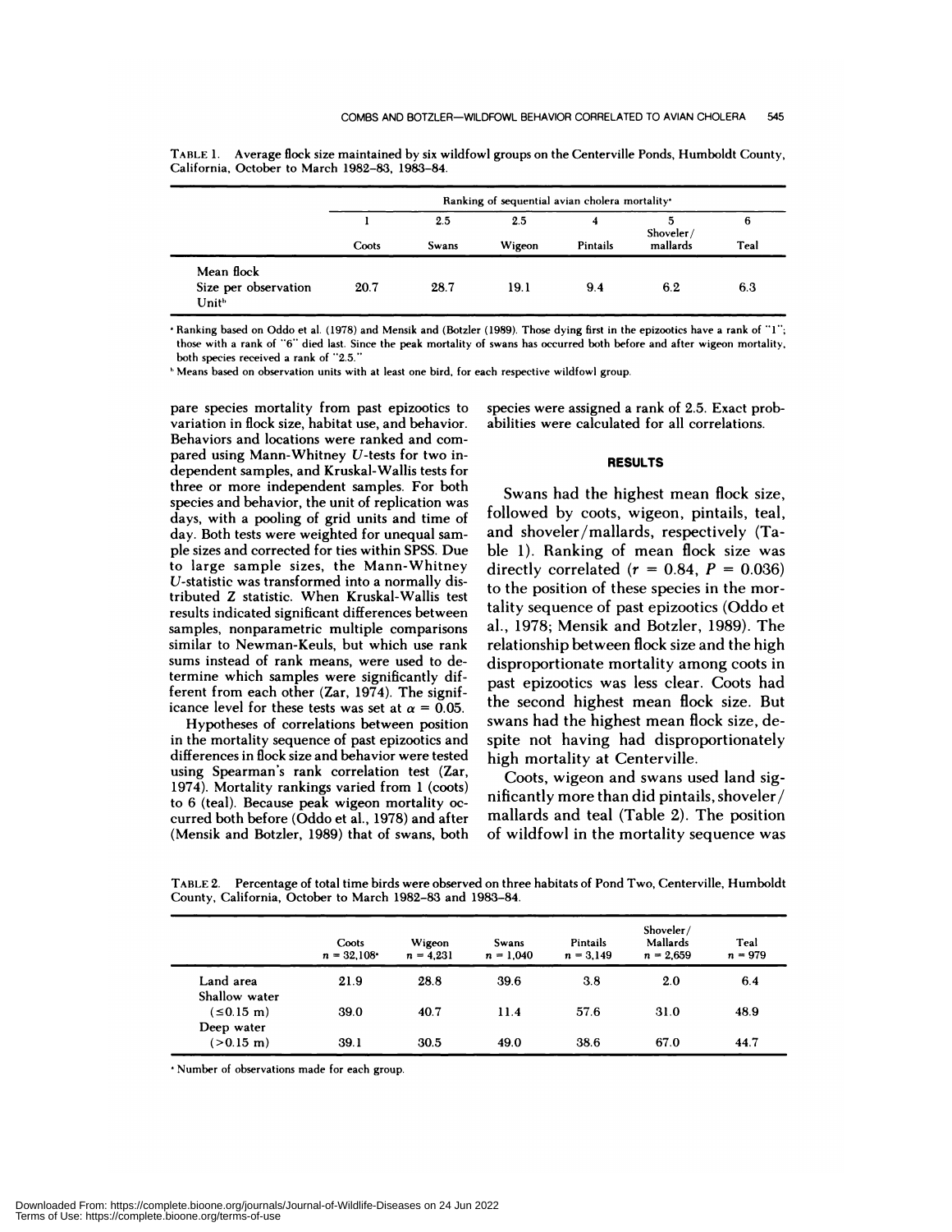TABLE 1. Average flock size maintained by six wildfowl groups on the Centerville Ponds, Humboldt County, California, October to March 1982–83, 1983–84.

| | Ranking of sequential avian cholera mortality[a] | | | | | |
|---|---|---|---|---|---|---|
| | 1 | 2.5 | 2.5 | 4 | 5 | 6 |
| | Coots | Swans | Wigeon | Pintails | Shoveler/ mallards | Teal |
| Mean flock Size per observation Unit[b] | 20.7 | 28.7 | 19.1 | 9.4 | 6.2 | 6.3 |

[a] Ranking based on Oddo et al. (1978) and Mensik and (Botzler (1989). Those dying first in the epizootics have a rank of "1"; those with a rank of "6" died last. Since the peak mortality of swans has occurred both before and after wigeon mortality, both species received a rank of "2.5."

[b] Means based on observation units with at least one bird, for each respective wildfowl group.

pare species mortality from past epizootics to variation in flock size, habitat use, and behavior. Behaviors and locations were ranked and compared using Mann-Whitney $U$-tests for two independent samples, and Kruskal-Wallis tests for three or more independent samples. For both species and behavior, the unit of replication was days, with a pooling of grid units and time of day. Both tests were weighted for unequal sample sizes and corrected for ties within SPSS. Due to large sample sizes, the Mann-Whitney $U$-statistic was transformed into a normally distributed Z statistic. When Kruskal-Wallis test results indicated significant differences between samples, nonparametric multiple comparisons similar to Newman-Keuls, but which use rank sums instead of rank means, were used to determine which samples were significantly different from each other (Zar, 1974). The significance level for these tests was set at $\alpha = 0.05$.

Hypotheses of correlations between position in the mortality sequence of past epizootics and differences in flock size and behavior were tested using Spearman's rank correlation test (Zar, 1974). Mortality rankings varied from 1 (coots) to 6 (teal). Because peak wigeon mortality occurred both before (Oddo et al., 1978) and after (Mensik and Botzler, 1989) that of swans, both species were assigned a rank of 2.5. Exact probabilities were calculated for all correlations.

## RESULTS

Swans had the highest mean flock size, followed by coots, wigeon, pintails, teal, and shoveler/mallards, respectively (Table 1). Ranking of mean flock size was directly correlated ($r = 0.84$, $P = 0.036$) to the position of these species in the mortality sequence of past epizootics (Oddo et al., 1978; Mensik and Botzler, 1989). The relationship between flock size and the high disproportionate mortality among coots in past epizootics was less clear. Coots had the second highest mean flock size. But swans had the highest mean flock size, despite not having had disproportionately high mortality at Centerville.

Coots, wigeon and swans used land significantly more than did pintails, shoveler/mallards and teal (Table 2). The position of wildfowl in the mortality sequence was

TABLE 2. Percentage of total time birds were observed on three habitats of Pond Two, Centerville, Humboldt County, California, October to March 1982–83 and 1983–84.

| | Coots $n = 32{,}108$[a] | Wigeon $n = 4{,}231$ | Swans $n = 1{,}040$ | Pintails $n = 3{,}149$ | Shoveler/ Mallards $n = 2{,}659$ | Teal $n = 979$ |
|---|---|---|---|---|---|---|
| Land area | 21.9 | 28.8 | 39.6 | 3.8 | 2.0 | 6.4 |
| Shallow water ($\leq 0.15$ m) | 39.0 | 40.7 | 11.4 | 57.6 | 31.0 | 48.9 |
| Deep water ($> 0.15$ m) | 39.1 | 30.5 | 49.0 | 38.6 | 67.0 | 44.7 |

[a] Number of observations made for each group.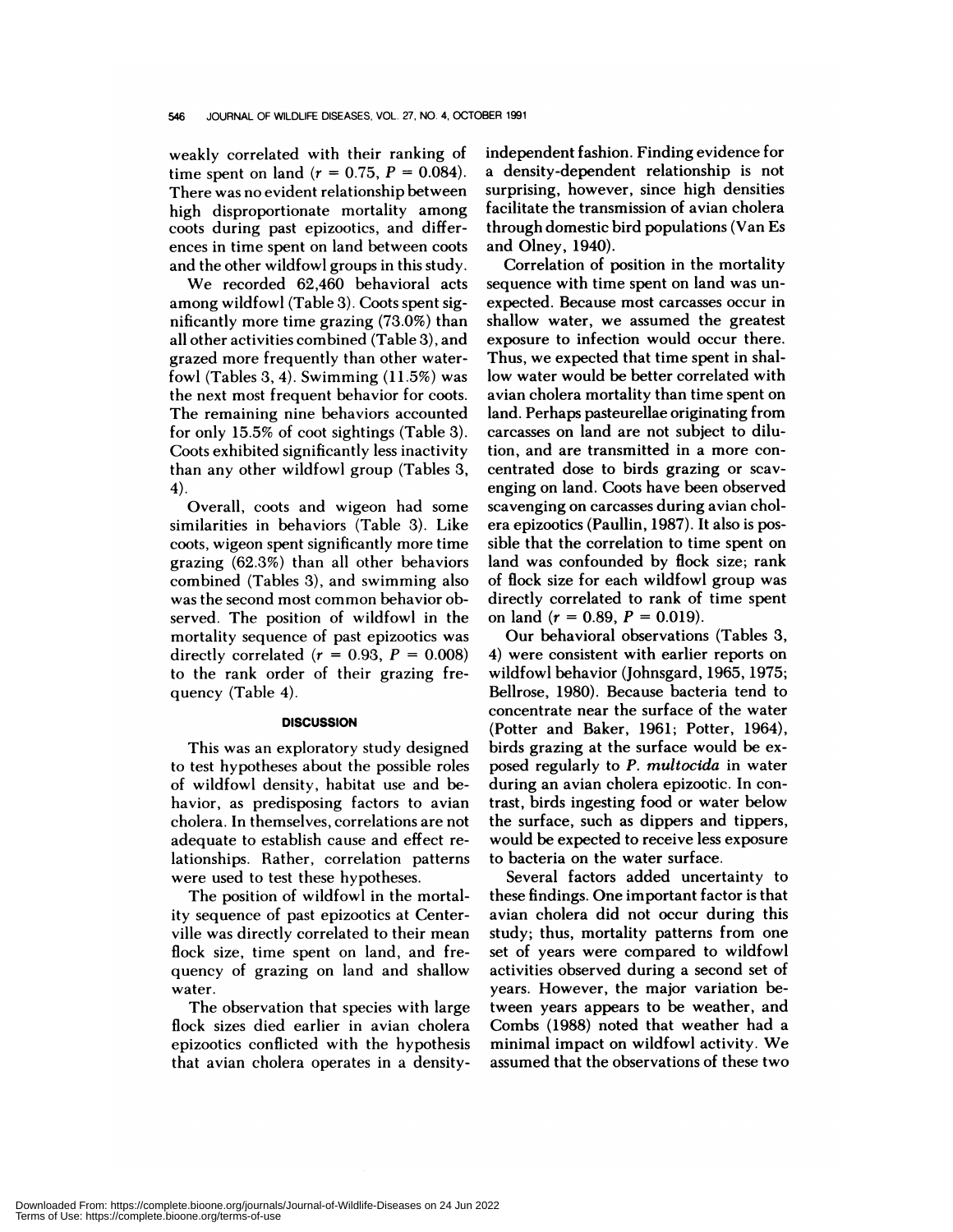weakly correlated with their ranking of time spent on land ($r = 0.75$, $P = 0.084$). There was no evident relationship between high disproportionate mortality among coots during past epizootics, and differences in time spent on land between coots and the other wildfowl groups in this study.

We recorded 62,460 behavioral acts among wildfowl (Table 3). Coots spent significantly more time grazing (73.0%) than all other activities combined (Table 3), and grazed more frequently than other waterfowl (Tables 3, 4). Swimming (11.5%) was the next most frequent behavior for coots. The remaining nine behaviors accounted for only 15.5% of coot sightings (Table 3). Coots exhibited significantly less inactivity than any other wildfowl group (Tables 3, 4).

Overall, coots and wigeon had some similarities in behaviors (Table 3). Like coots, wigeon spent significantly more time grazing (62.3%) than all other behaviors combined (Tables 3), and swimming also was the second most common behavior observed. The position of wildfowl in the mortality sequence of past epizootics was directly correlated ($r = 0.93$, $P = 0.008$) to the rank order of their grazing frequency (Table 4).

## DISCUSSION

This was an exploratory study designed to test hypotheses about the possible roles of wildfowl density, habitat use and behavior, as predisposing factors to avian cholera. In themselves, correlations are not adequate to establish cause and effect relationships. Rather, correlation patterns were used to test these hypotheses.

The position of wildfowl in the mortality sequence of past epizootics at Centerville was directly correlated to their mean flock size, time spent on land, and frequency of grazing on land and shallow water.

The observation that species with large flock sizes died earlier in avian cholera epizootics conflicted with the hypothesis that avian cholera operates in a density-independent fashion. Finding evidence for a density-dependent relationship is not surprising, however, since high densities facilitate the transmission of avian cholera through domestic bird populations (Van Es and Olney, 1940).

Correlation of position in the mortality sequence with time spent on land was unexpected. Because most carcasses occur in shallow water, we assumed the greatest exposure to infection would occur there. Thus, we expected that time spent in shallow water would be better correlated with avian cholera mortality than time spent on land. Perhaps pasteurellae originating from carcasses on land are not subject to dilution, and are transmitted in a more concentrated dose to birds grazing or scavenging on land. Coots have been observed scavenging on carcasses during avian cholera epizootics (Paullin, 1987). It also is possible that the correlation to time spent on land was confounded by flock size; rank of flock size for each wildfowl group was directly correlated to rank of time spent on land ($r = 0.89$, $P = 0.019$).

Our behavioral observations (Tables 3, 4) were consistent with earlier reports on wildfowl behavior (Johnsgard, 1965, 1975; Bellrose, 1980). Because bacteria tend to concentrate near the surface of the water (Potter and Baker, 1961; Potter, 1964), birds grazing at the surface would be exposed regularly to *P. multocida* in water during an avian cholera epizootic. In contrast, birds ingesting food or water below the surface, such as dippers and tippers, would be expected to receive less exposure to bacteria on the water surface.

Several factors added uncertainty to these findings. One important factor is that avian cholera did not occur during this study; thus, mortality patterns from one set of years were compared to wildfowl activities observed during a second set of years. However, the major variation between years appears to be weather, and Combs (1988) noted that weather had a minimal impact on wildfowl activity. We assumed that the observations of these two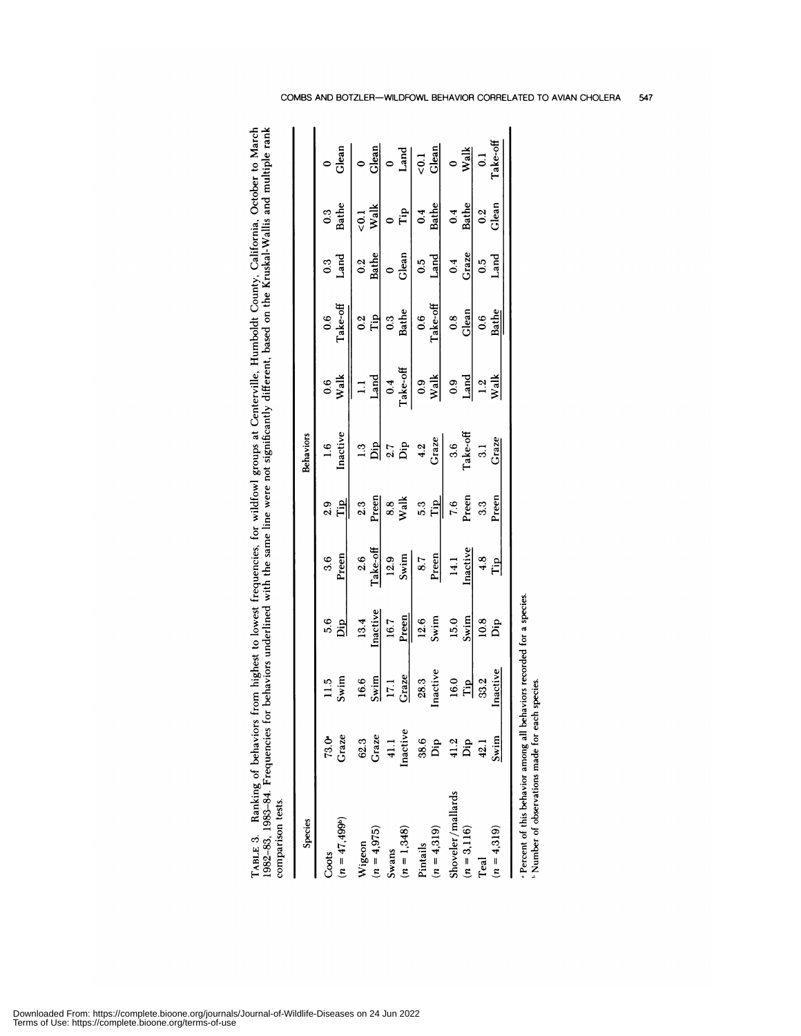TABLE 3. Ranking of behaviors from highest to lowest frequencies, for wildfowl groups at Centerville, Humboldt County, California, October to March 1982–83, 1983–84. Frequencies for behaviors underlined with the same line were not significantly different, based on the Kruskal-Wallis and multiple rank comparison tests.

| Species | Behaviors | | | | | | | | | | |
|---|---|---|---|---|---|---|---|---|---|---|---|
| Coots | 73.0[a] | 11.5 | 5.6 | 3.6 | 2.9 | 1.6 | 0.6 | 0.6 | 0.3 | 0.3 | 0 |
| (n = 47,499[b]) | Graze | Swim | Dip | Preen | Tip | Inactive | Walk | Take-off | Land | Bathe | Glean |
| Wigeon | 62.3 | 16.6 | 13.4 | 2.6 | 2.3 | 1.3 | 1.1 | 0.2 | 0.2 | <0.1 | 0 |
| (n = 4,975) | Graze | Swim | Inactive | Take-off | Preen | Dip | Land | Tip | Bathe | Walk | Glean |
| Swans | 41.1 | 17.1 | 16.7 | 12.9 | 8.8 | 2.7 | 0.4 | 0.3 | 0 | 0 | 0 |
| (n = 1,348) | Inactive | Graze | Preen | Swim | Walk | Dip | Take-off | Bathe | Glean | Tip | Land |
| Pintails | 38.6 | 28.3 | 12.6 | 8.7 | 5.3 | 4.2 | 0.9 | 0.6 | 0.5 | 0.4 | <0.1 |
| (n = 4,319) | Dip | Inactive | Swim | Preen | Tip | Graze | Walk | Take-off | Land | Bathe | Glean |
| Shoveler/mallards | 41.2 | 16.0 | 15.0 | 14.1 | 7.6 | 3.6 | 0.9 | 0.8 | 0.4 | 0.4 | 0 |
| (n = 3,116) | Dip | Tip | Swim | Inactive | Preen | Take-off | Land | Glean | Graze | Bathe | Walk |
| Teal | 42.1 | 33.2 | 10.8 | 4.8 | 3.3 | 3.1 | 1.2 | 0.6 | 0.5 | 0.2 | 0.1 |
| (n = 4,319) | Swim | Inactive | Dip | Tip | Preen | Graze | Walk | Bathe | Land | Glean | Take-off |

[a] Percent of this behavior among all behaviors recorded for a species.
[b] Number of observations made for each species.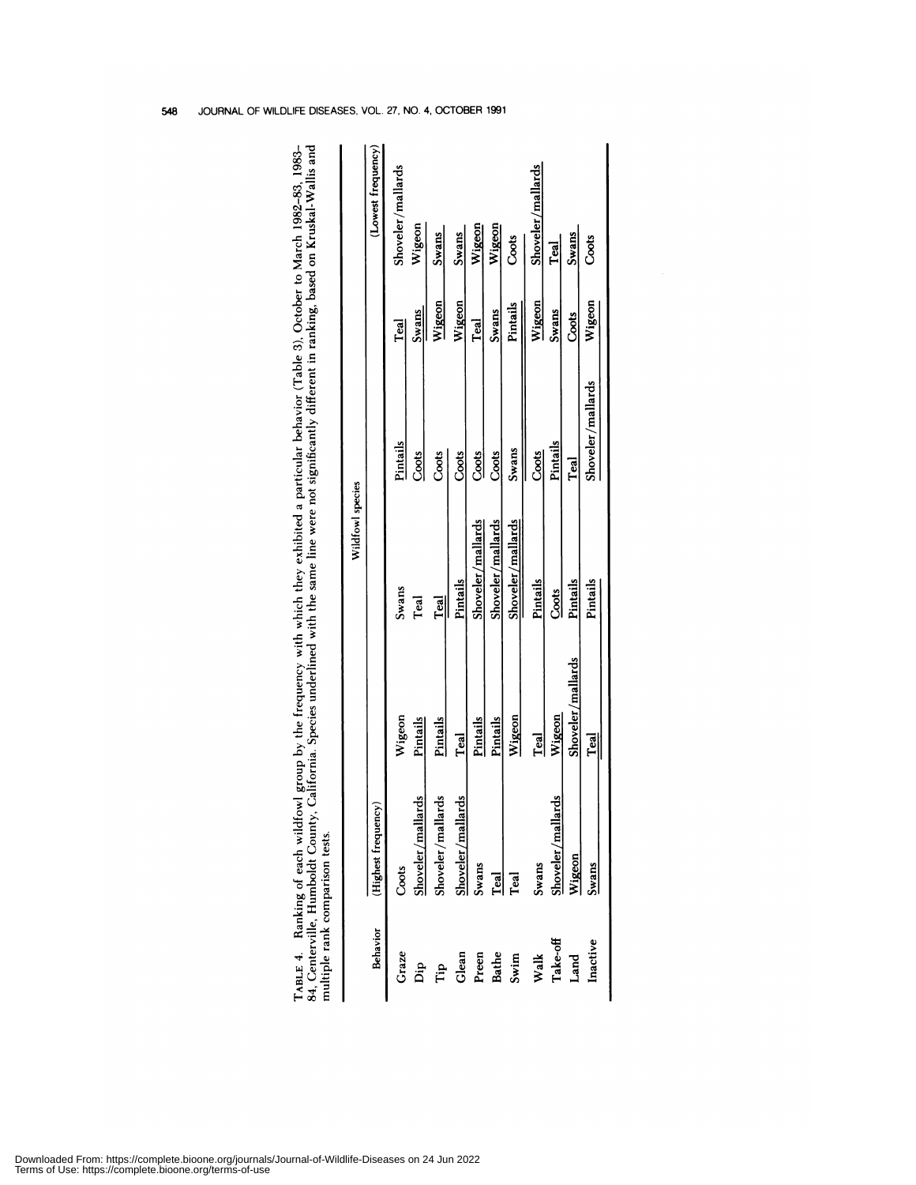TABLE 4. Ranking of each wildfowl group by the frequency with which they exhibited a particular behavior (Table 3), October to March 1982–83, 1983–84, Centerville, Humboldt County, California. Species underlined with the same line were not significantly different in ranking, based on Kruskal-Wallis and multiple rank comparison tests.

| Behavior | Wildfowl species | | | | |
|---|---|---|---|---|---|
| | (Highest frequency) | | | | (Lowest frequency) |
| Graze | Coots | Wigeon | Swans | Pintails | Teal | Shoveler/mallards |
| Dip | Shoveler/mallards | Pintails | Teal | Coots | Swans | Wigeon |
| Tip | Shoveler/mallards | Pintails | Teal | Coots | Wigeon | Swans |
| Glean | Shoveler/mallards | Teal | Pintails | Coots | Wigeon | Swans |
| Preen | Swans | Pintails | Shoveler/mallards | Coots | Teal | Wigeon |
| Bathe | Teal | Pintails | Shoveler/mallards | Coots | Swans | Wigeon |
| Swim | Teal | Wigeon | Shoveler/mallards | Swans | Pintails | Coots |
| Walk | Swans | Teal | Pintails | Coots | Wigeon | Shoveler/mallards |
| Take-off | Shoveler/mallards | Wigeon | Coots | Pintails | Swans | Teal |
| Land | Wigeon | Shoveler/mallards | Pintails | Teal | Coots | Swans |
| Inactive | Swans | Teal | Pintails | Shoveler/mallards | Wigeon | Coots |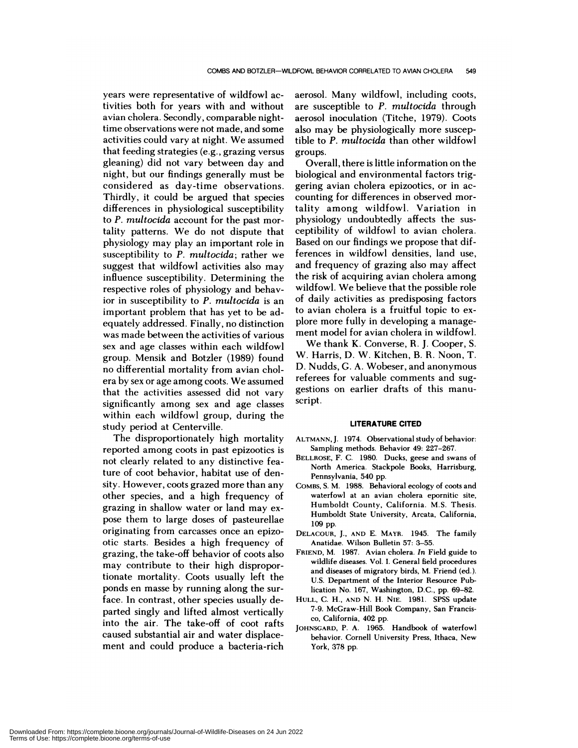years were representative of wildfowl activities both for years with and without avian cholera. Secondly, comparable nighttime observations were not made, and some activities could vary at night. We assumed that feeding strategies (e.g., grazing versus gleaning) did not vary between day and night, but our findings generally must be considered as day-time observations. Thirdly, it could be argued that species differences in physiological susceptibility to *P. multocida* account for the past mortality patterns. We do not dispute that physiology may play an important role in susceptibility to *P. multocida*; rather we suggest that wildfowl activities also may influence susceptibility. Determining the respective roles of physiology and behavior in susceptibility to *P. multocida* is an important problem that has yet to be adequately addressed. Finally, no distinction was made between the activities of various sex and age classes within each wildfowl group. Mensik and Botzler (1989) found no differential mortality from avian cholera by sex or age among coots. We assumed that the activities assessed did not vary significantly among sex and age classes within each wildfowl group, during the study period at Centerville.

The disproportionately high mortality reported among coots in past epizootics is not clearly related to any distinctive feature of coot behavior, habitat use of density. However, coots grazed more than any other species, and a high frequency of grazing in shallow water or land may expose them to large doses of pasteurellae originating from carcasses once an epizootic starts. Besides a high frequency of grazing, the take-off behavior of coots also may contribute to their high disproportionate mortality. Coots usually left the ponds en masse by running along the surface. In contrast, other species usually departed singly and lifted almost vertically into the air. The take-off of coot rafts caused substantial air and water displacement and could produce a bacteria-rich aerosol. Many wildfowl, including coots, are susceptible to *P. multocida* through aerosol inoculation (Titche, 1979). Coots also may be physiologically more susceptible to *P. multocida* than other wildfowl groups.

Overall, there is little information on the biological and environmental factors triggering avian cholera epizootics, or in accounting for differences in observed mortality among wildfowl. Variation in physiology undoubtedly affects the susceptibility of wildfowl to avian cholera. Based on our findings we propose that differences in wildfowl densities, land use, and frequency of grazing also may affect the risk of acquiring avian cholera among wildfowl. We believe that the possible role of daily activities as predisposing factors to avian cholera is a fruitful topic to explore more fully in developing a management model for avian cholera in wildfowl.

We thank K. Converse, R. J. Cooper, S. W. Harris, D. W. Kitchen, B. R. Noon, T. D. Nudds, G. A. Wobeser, and anonymous referees for valuable comments and suggestions on earlier drafts of this manuscript.

## LITERATURE CITED

ALTMANN, J. 1974. Observational study of behavior: Sampling methods. Behavior 49: 227–267.

BELLROSE, F. C. 1980. Ducks, geese and swans of North America. Stackpole Books, Harrisburg, Pennsylvania, 540 pp.

COMBS, S. M. 1988. Behavioral ecology of coots and waterfowl at an avian cholera epornitic site, Humboldt County, California. M.S. Thesis. Humboldt State University, Arcata, California, 109 pp.

DELACOUR, J., AND E. MAYR. 1945. The family Anatidae. Wilson Bulletin 57: 3–55.

FRIEND, M. 1987. Avian cholera. *In* Field guide to wildlife diseases. Vol. I. General field procedures and diseases of migratory birds, M. Friend (ed.). U.S. Department of the Interior Resource Publication No. 167, Washington, D.C., pp. 69–82.

HULL, C. H., AND N. H. NIE. 1981. SPSS update 7-9. McGraw-Hill Book Company, San Francisco, California, 402 pp.

JOHNSGARD, P. A. 1965. Handbook of waterfowl behavior. Cornell University Press, Ithaca, New York, 378 pp.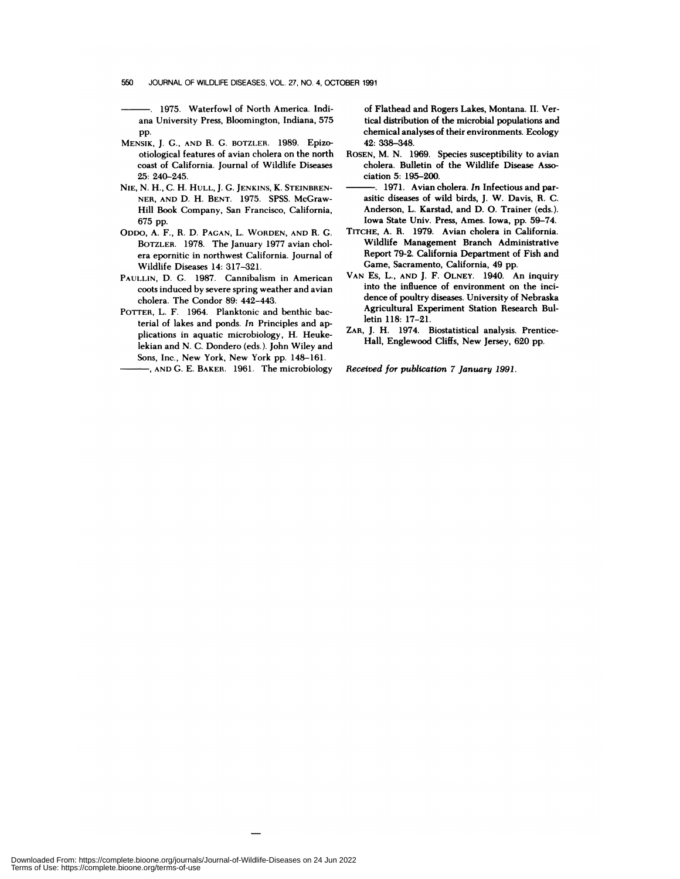———. 1975. Waterfowl of North America. Indiana University Press, Bloomington, Indiana, 575 pp.

MENSIK, J. G., AND R. G. BOTZLER. 1989. Epizootiological features of avian cholera on the north coast of California. Journal of Wildlife Diseases 25: 240–245.

NIE, N. H., C. H. HULL, J. G. JENKINS, K. STEINBRENNER, AND D. H. BENT. 1975. SPSS. McGraw-Hill Book Company, San Francisco, California, 675 pp.

ODDO, A. F., R. D. PAGAN, L. WORDEN, AND R. G. BOTZLER. 1978. The January 1977 avian cholera epornitic in northwest California. Journal of Wildlife Diseases 14: 317–321.

PAULLIN, D. G. 1987. Cannibalism in American coots induced by severe spring weather and avian cholera. The Condor 89: 442–443.

POTTER, L. F. 1964. Planktonic and benthic bacterial of lakes and ponds. *In* Principles and applications in aquatic microbiology, H. Heukelekian and N. C. Dondero (eds.). John Wiley and Sons, Inc., New York, New York pp. 148–161.

———, AND G. E. BAKER. 1961. The microbiology of Flathead and Rogers Lakes, Montana. II. Vertical distribution of the microbial populations and chemical analyses of their environments. Ecology 42: 338–348.

ROSEN, M. N. 1969. Species susceptibility to avian cholera. Bulletin of the Wildlife Disease Association 5: 195–200.

———. 1971. Avian cholera. *In* Infectious and parasitic diseases of wild birds, J. W. Davis, R. C. Anderson, L. Karstad, and D. O. Trainer (eds.). Iowa State Univ. Press, Ames. Iowa, pp. 59–74.

TITCHE, A. R. 1979. Avian cholera in California. Wildlife Management Branch Administrative Report 79-2. California Department of Fish and Game, Sacramento, California, 49 pp.

VAN ES, L., AND J. F. OLNEY. 1940. An inquiry into the influence of environment on the incidence of poultry diseases. University of Nebraska Agricultural Experiment Station Research Bulletin 118: 17–21.

ZAR, J. H. 1974. Biostatistical analysis. Prentice-Hall, Englewood Cliffs, New Jersey, 620 pp.

*Received for publication 7 January 1991.*